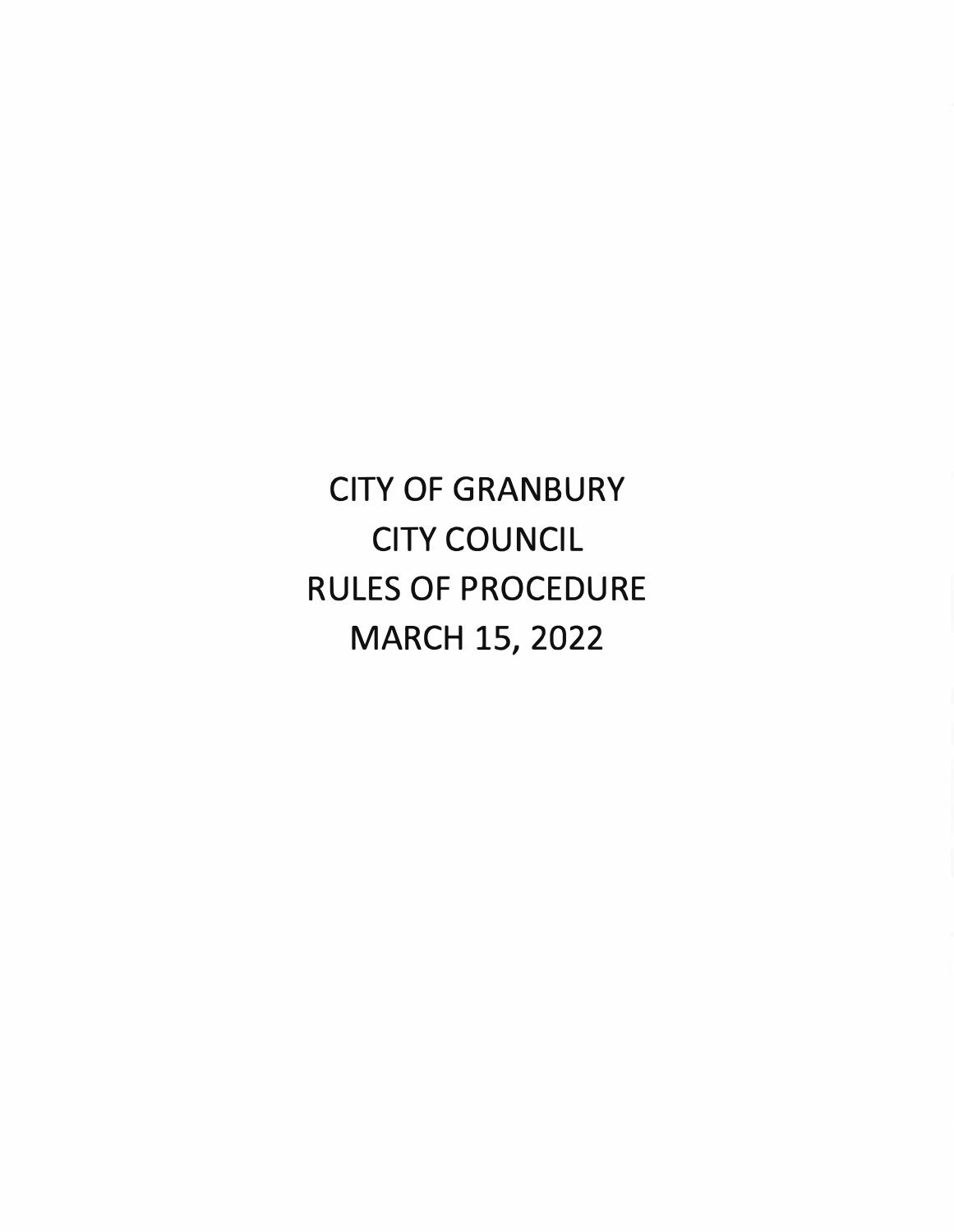# CITY OF GRANBURY
# CITY COUNCIL
# RULES OF PROCEDURE
# MARCH 15, 2022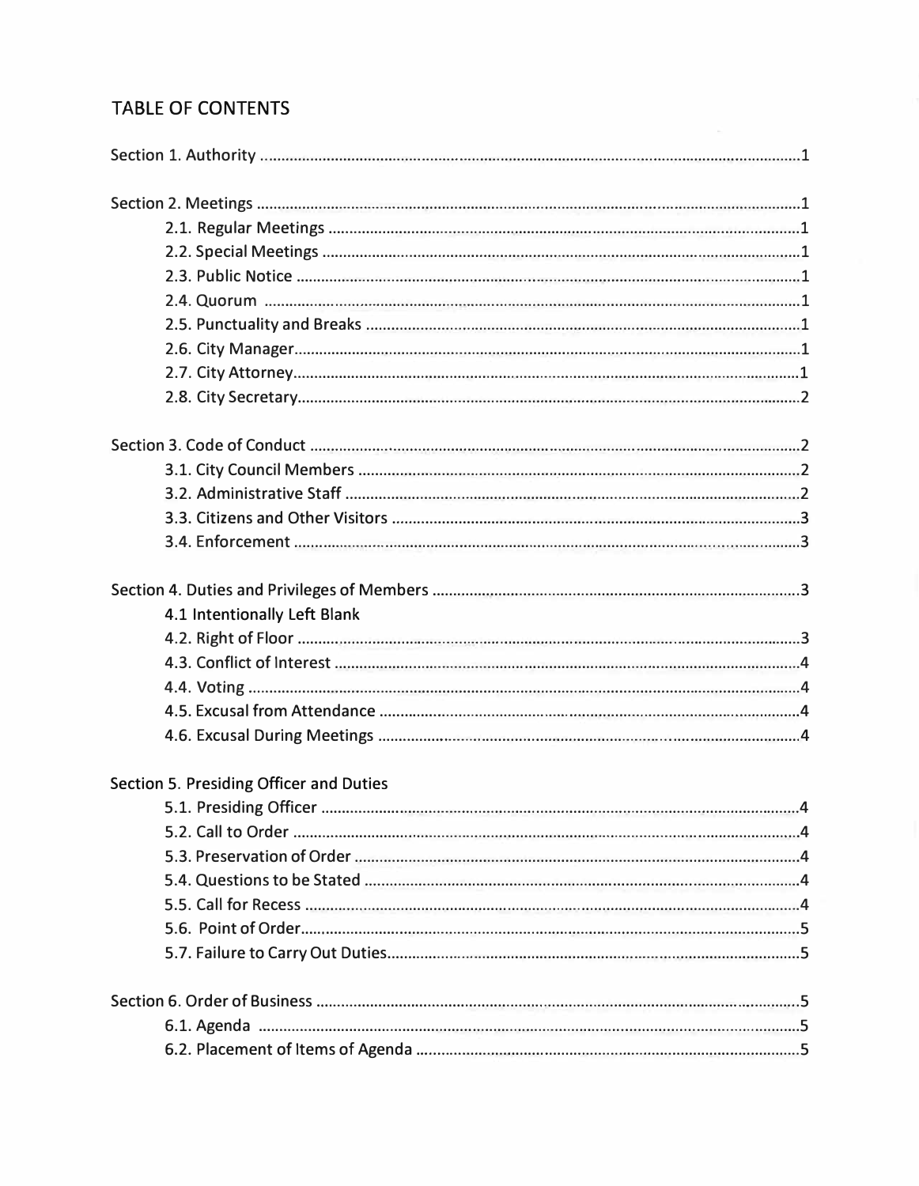## TABLE OF CONTENTS

Section 1. Authority ....................................................................................................................1

Section 2. Meetings .....................................................................................................................1
- 2.1. Regular Meetings ....................................................................................................1
- 2.2. Special Meetings .....................................................................................................1
- 2.3. Public Notice ...........................................................................................................1
- 2.4. Quorum ..................................................................................................................1
- 2.5. Punctuality and Breaks ...........................................................................................1
- 2.6. City Manager............................................................................................................1
- 2.7. City Attorney............................................................................................................1
- 2.8. City Secretary...........................................................................................................2

Section 3. Code of Conduct .........................................................................................................2
- 3.1. City Council Members .............................................................................................2
- 3.2. Administrative Staff ................................................................................................2
- 3.3. Citizens and Other Visitors .....................................................................................3
- 3.4. Enforcement ...........................................................................................................3

Section 4. Duties and Privileges of Members ..............................................................................3
- 4.1 Intentionally Left Blank
- 4.2. Right of Floor ..........................................................................................................3
- 4.3. Conflict of Interest ..................................................................................................4
- 4.4. Voting .....................................................................................................................4
- 4.5. Excusal from Attendance .......................................................................................4
- 4.6. Excusal During Meetings ........................................................................................4

Section 5. Presiding Officer and Duties
- 5.1. Presiding Officer .....................................................................................................4
- 5.2. Call to Order ...........................................................................................................4
- 5.3. Preservation of Order .............................................................................................4
- 5.4. Questions to be Stated ...........................................................................................4
- 5.5. Call for Recess .........................................................................................................4
- 5.6. Point of Order..........................................................................................................5
- 5.7. Failure to Carry Out Duties......................................................................................5

Section 6. Order of Business .......................................................................................................5
- 6.1. Agenda ...................................................................................................................5
- 6.2. Placement of Items of Agenda ................................................................................5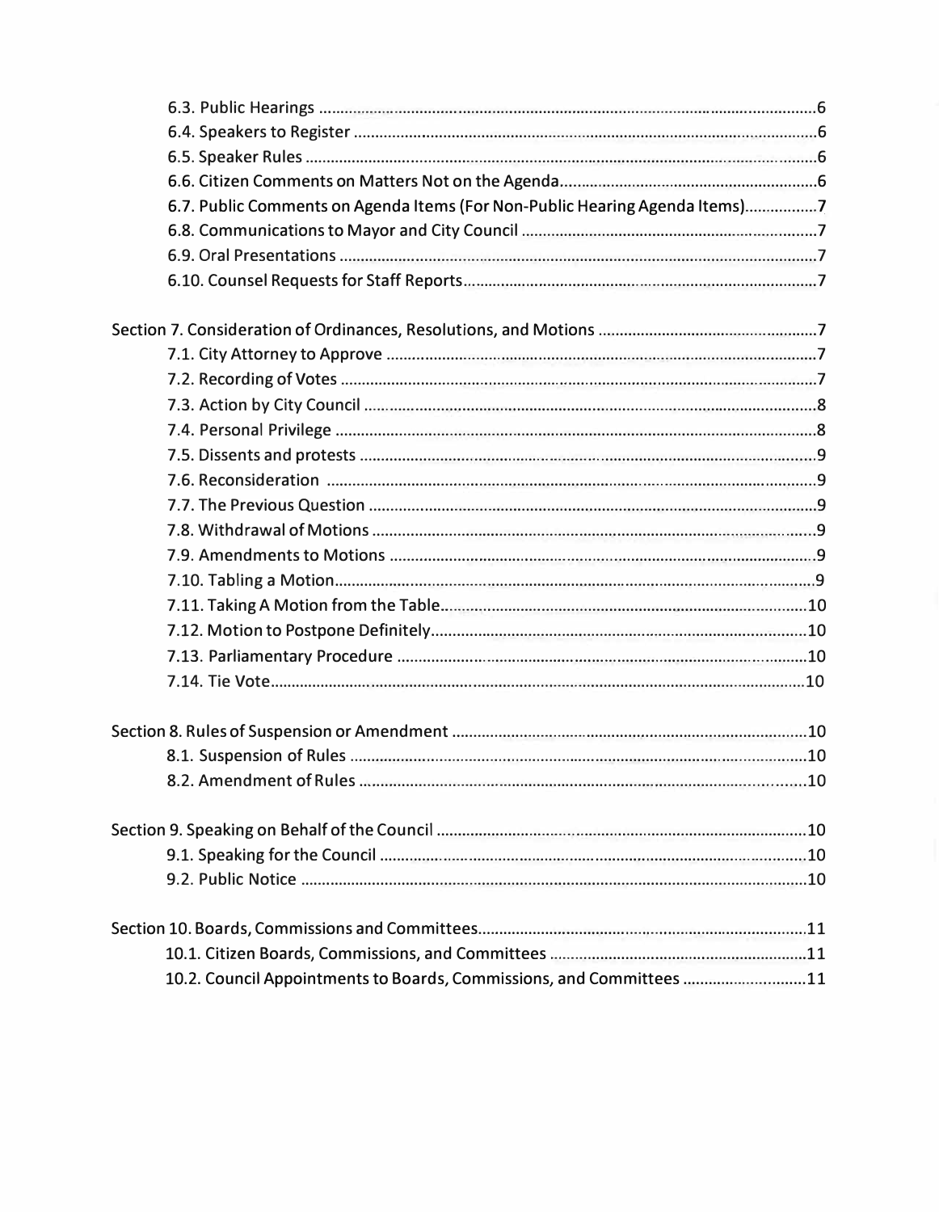6.3. Public Hearings ....................................................................................................................6
6.4. Speakers to Register ..............................................................................................................6
6.5. Speaker Rules ..........................................................................................................................6
6.6. Citizen Comments on Matters Not on the Agenda.............................................................6
6.7. Public Comments on Agenda Items (For Non-Public Hearing Agenda Items).................7
6.8. Communications to Mayor and City Council .......................................................................7
6.9. Oral Presentations ..................................................................................................................7
6.10. Counsel Requests for Staff Reports....................................................................................7

Section 7. Consideration of Ordinances, Resolutions, and Motions .....................................................7
7.1. City Attorney to Approve ......................................................................................................7
7.2. Recording of Votes .................................................................................................................7
7.3. Action by City Council ...........................................................................................................8
7.4. Personal Privilege ..................................................................................................................8
7.5. Dissents and protests .............................................................................................................9
7.6. Reconsideration .....................................................................................................................9
7.7. The Previous Question ...........................................................................................................9
7.8. Withdrawal of Motions .........................................................................................................9
7.9. Amendments to Motions .......................................................................................................9
7.10. Tabling a Motion...................................................................................................................9
7.11. Taking A Motion from the Table........................................................................................10
7.12. Motion to Postpone Definitely...........................................................................................10
7.13. Parliamentary Procedure ..................................................................................................10
7.14. Tie Vote.................................................................................................................................10

Section 8. Rules of Suspension or Amendment .......................................................................................10
8.1. Suspension of Rules ...............................................................................................................10
8.2. Amendment of Rules .............................................................................................................10

Section 9. Speaking on Behalf of the Council .........................................................................................10
9.1. Speaking for the Council .......................................................................................................10
9.2. Public Notice ..........................................................................................................................10

Section 10. Boards, Commissions and Committees..................................................................................11
10.1. Citizen Boards, Commissions, and Committees ..............................................................11
10.2. Council Appointments to Boards, Commissions, and Committees ..............................11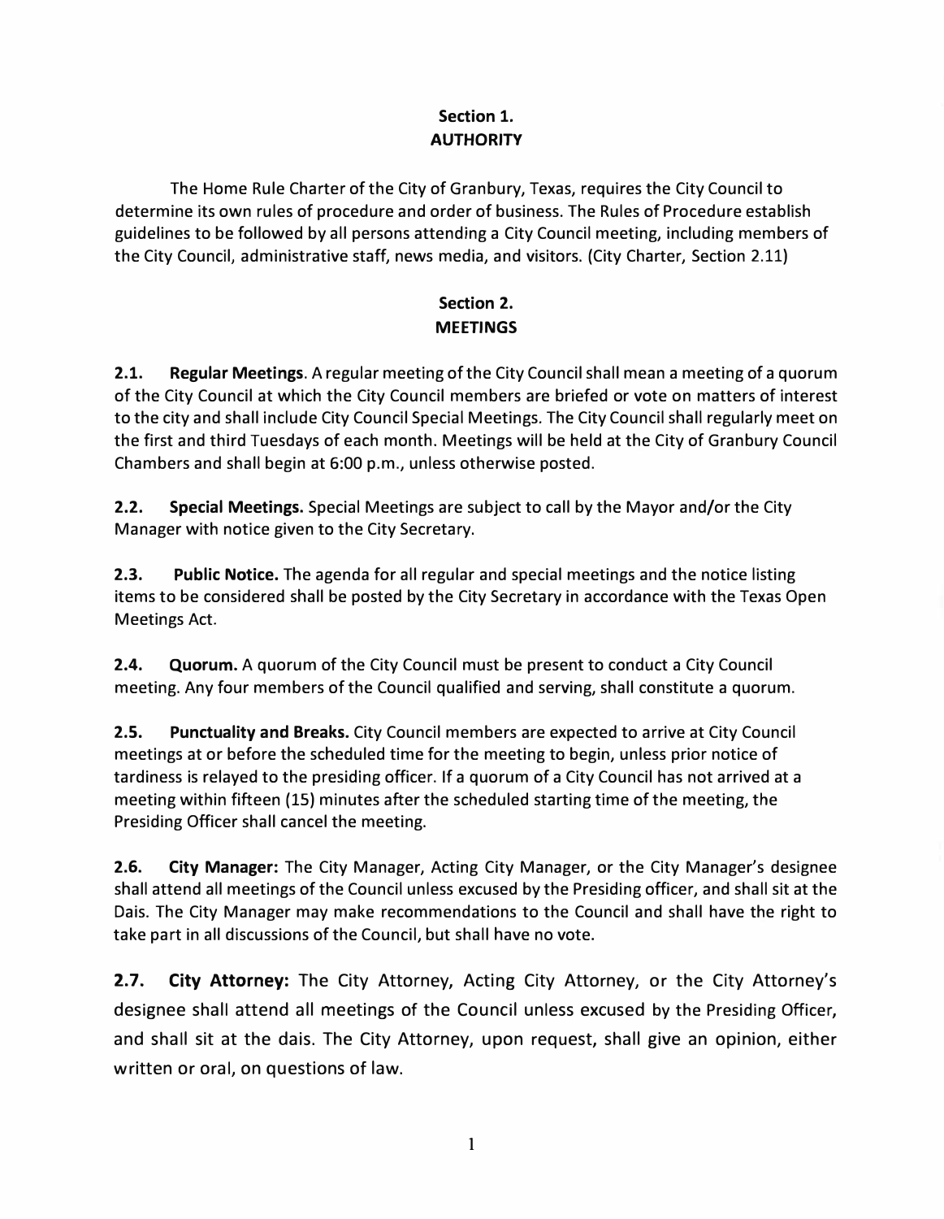## Section 1.
## AUTHORITY

The Home Rule Charter of the City of Granbury, Texas, requires the City Council to determine its own rules of procedure and order of business. The Rules of Procedure establish guidelines to be followed by all persons attending a City Council meeting, including members of the City Council, administrative staff, news media, and visitors. (City Charter, Section 2.11)

## Section 2.
## MEETINGS

**2.1. Regular Meetings**. A regular meeting of the City Council shall mean a meeting of a quorum of the City Council at which the City Council members are briefed or vote on matters of interest to the city and shall include City Council Special Meetings. The City Council shall regularly meet on the first and third Tuesdays of each month. Meetings will be held at the City of Granbury Council Chambers and shall begin at 6:00 p.m., unless otherwise posted.

**2.2. Special Meetings.** Special Meetings are subject to call by the Mayor and/or the City Manager with notice given to the City Secretary.

**2.3. Public Notice.** The agenda for all regular and special meetings and the notice listing items to be considered shall be posted by the City Secretary in accordance with the Texas Open Meetings Act.

**2.4. Quorum.** A quorum of the City Council must be present to conduct a City Council meeting. Any four members of the Council qualified and serving, shall constitute a quorum.

**2.5. Punctuality and Breaks.** City Council members are expected to arrive at City Council meetings at or before the scheduled time for the meeting to begin, unless prior notice of tardiness is relayed to the presiding officer. If a quorum of a City Council has not arrived at a meeting within fifteen (15) minutes after the scheduled starting time of the meeting, the Presiding Officer shall cancel the meeting.

**2.6. City Manager:** The City Manager, Acting City Manager, or the City Manager's designee shall attend all meetings of the Council unless excused by the Presiding officer, and shall sit at the Dais. The City Manager may make recommendations to the Council and shall have the right to take part in all discussions of the Council, but shall have no vote.

**2.7. City Attorney:** The City Attorney, Acting City Attorney, or the City Attorney's designee shall attend all meetings of the Council unless excused by the Presiding Officer, and shall sit at the dais. The City Attorney, upon request, shall give an opinion, either written or oral, on questions of law.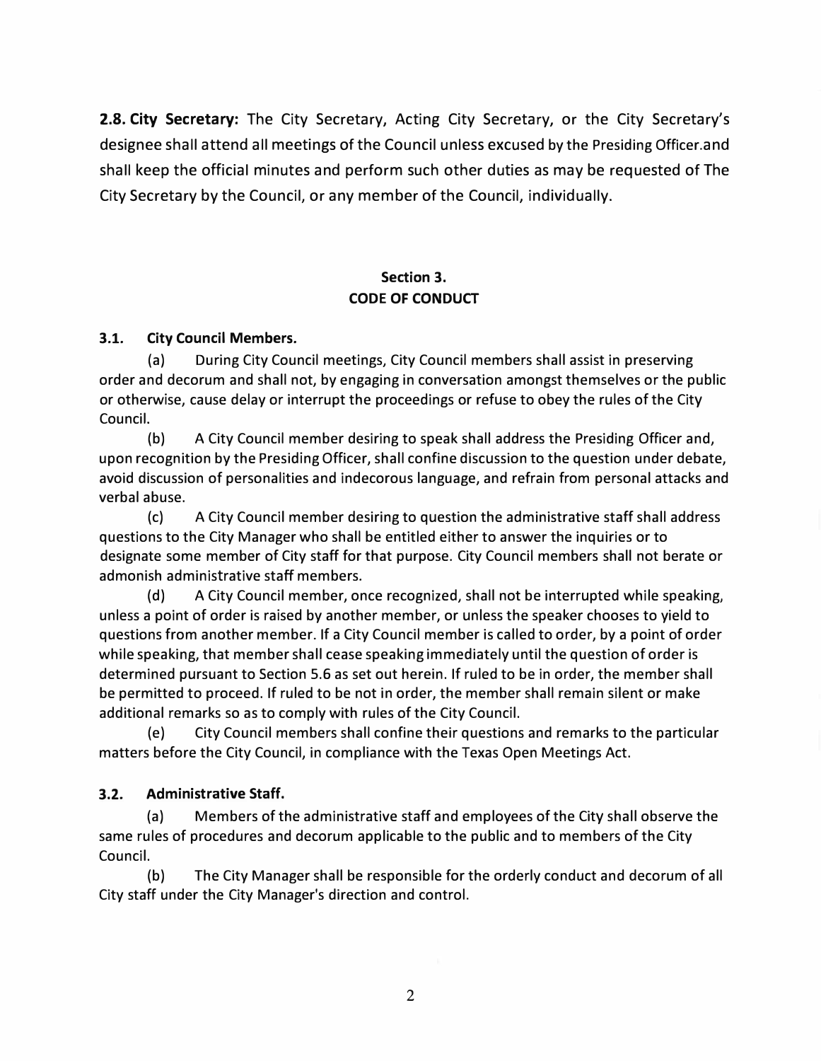**2.8. City Secretary:** The City Secretary, Acting City Secretary, or the City Secretary's designee shall attend all meetings of the Council unless excused by the Presiding Officer.and shall keep the official minutes and perform such other duties as may be requested of The City Secretary by the Council, or any member of the Council, individually.

## Section 3.
## CODE OF CONDUCT

**3.1. City Council Members.**

(a) During City Council meetings, City Council members shall assist in preserving order and decorum and shall not, by engaging in conversation amongst themselves or the public or otherwise, cause delay or interrupt the proceedings or refuse to obey the rules of the City Council.

(b) A City Council member desiring to speak shall address the Presiding Officer and, upon recognition by the Presiding Officer, shall confine discussion to the question under debate, avoid discussion of personalities and indecorous language, and refrain from personal attacks and verbal abuse.

(c) A City Council member desiring to question the administrative staff shall address questions to the City Manager who shall be entitled either to answer the inquiries or to designate some member of City staff for that purpose. City Council members shall not berate or admonish administrative staff members.

(d) A City Council member, once recognized, shall not be interrupted while speaking, unless a point of order is raised by another member, or unless the speaker chooses to yield to questions from another member. If a City Council member is called to order, by a point of order while speaking, that member shall cease speaking immediately until the question of order is determined pursuant to Section 5.6 as set out herein. If ruled to be in order, the member shall be permitted to proceed. If ruled to be not in order, the member shall remain silent or make additional remarks so as to comply with rules of the City Council.

(e) City Council members shall confine their questions and remarks to the particular matters before the City Council, in compliance with the Texas Open Meetings Act.

**3.2. Administrative Staff.**

(a) Members of the administrative staff and employees of the City shall observe the same rules of procedures and decorum applicable to the public and to members of the City Council.

(b) The City Manager shall be responsible for the orderly conduct and decorum of all City staff under the City Manager's direction and control.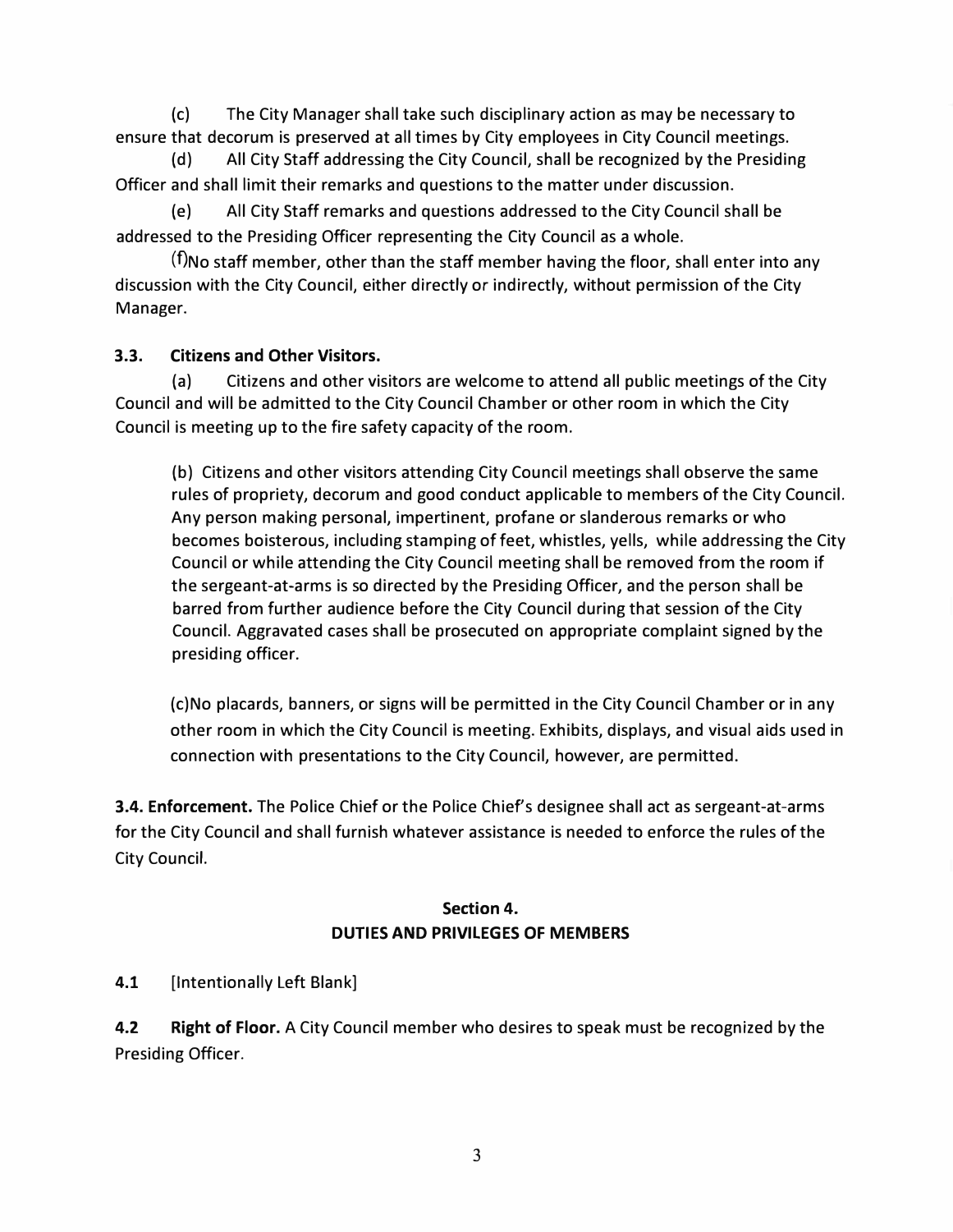(c) The City Manager shall take such disciplinary action as may be necessary to ensure that decorum is preserved at all times by City employees in City Council meetings.

(d) All City Staff addressing the City Council, shall be recognized by the Presiding Officer and shall limit their remarks and questions to the matter under discussion.

(e) All City Staff remarks and questions addressed to the City Council shall be addressed to the Presiding Officer representing the City Council as a whole.

(f)No staff member, other than the staff member having the floor, shall enter into any discussion with the City Council, either directly or indirectly, without permission of the City Manager.

**3.3. Citizens and Other Visitors.**

(a) Citizens and other visitors are welcome to attend all public meetings of the City Council and will be admitted to the City Council Chamber or other room in which the City Council is meeting up to the fire safety capacity of the room.

(b) Citizens and other visitors attending City Council meetings shall observe the same rules of propriety, decorum and good conduct applicable to members of the City Council. Any person making personal, impertinent, profane or slanderous remarks or who becomes boisterous, including stamping of feet, whistles, yells, while addressing the City Council or while attending the City Council meeting shall be removed from the room if the sergeant-at-arms is so directed by the Presiding Officer, and the person shall be barred from further audience before the City Council during that session of the City Council. Aggravated cases shall be prosecuted on appropriate complaint signed by the presiding officer.

(c)No placards, banners, or signs will be permitted in the City Council Chamber or in any other room in which the City Council is meeting. Exhibits, displays, and visual aids used in connection with presentations to the City Council, however, are permitted.

**3.4. Enforcement.** The Police Chief or the Police Chief's designee shall act as sergeant-at-arms for the City Council and shall furnish whatever assistance is needed to enforce the rules of the City Council.

## Section 4.
## DUTIES AND PRIVILEGES OF MEMBERS

**4.1** [Intentionally Left Blank]

**4.2 Right of Floor.** A City Council member who desires to speak must be recognized by the Presiding Officer.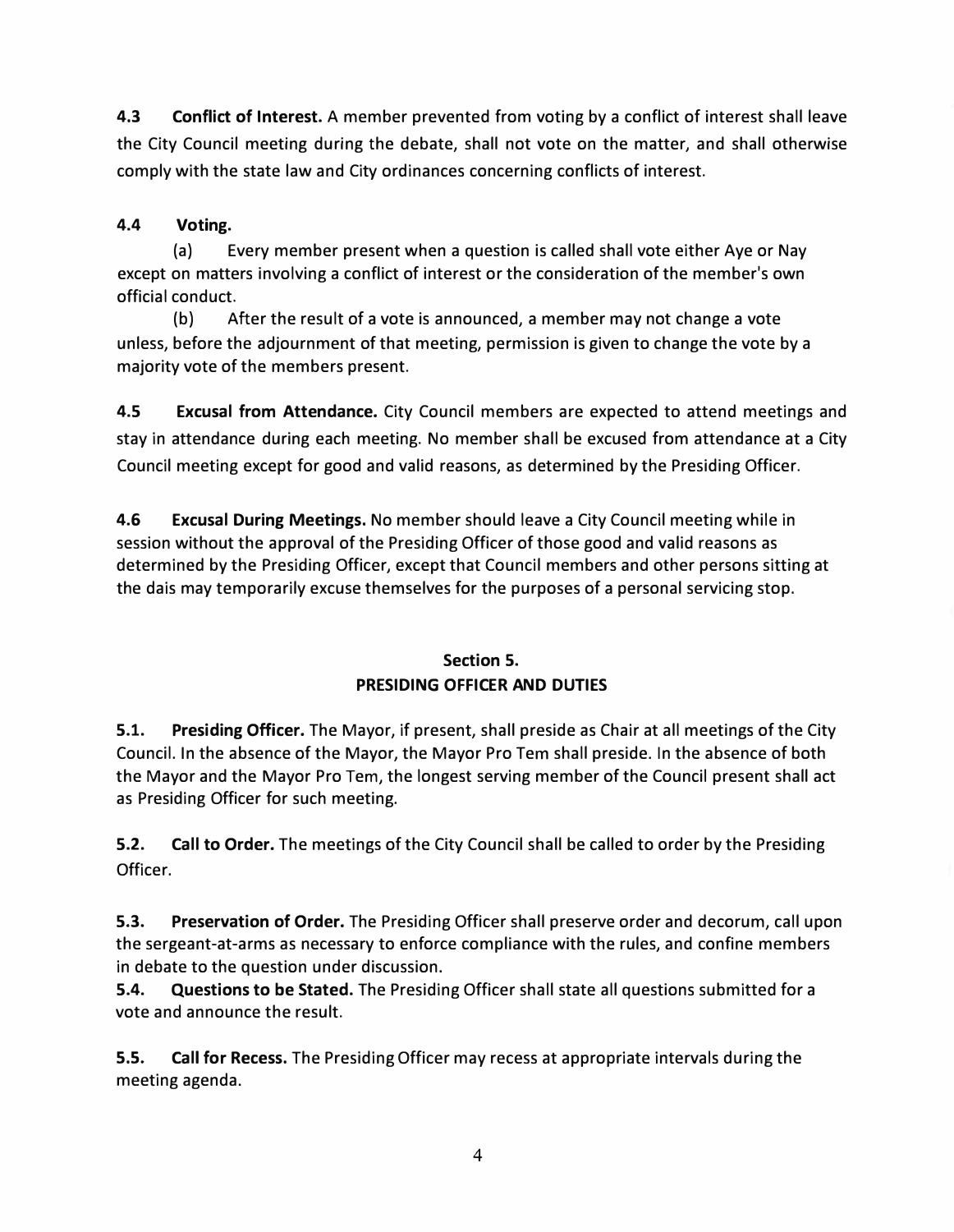**4.3 Conflict of Interest.** A member prevented from voting by a conflict of interest shall leave the City Council meeting during the debate, shall not vote on the matter, and shall otherwise comply with the state law and City ordinances concerning conflicts of interest.

**4.4 Voting.**

(a) Every member present when a question is called shall vote either Aye or Nay except on matters involving a conflict of interest or the consideration of the member's own official conduct.

(b) After the result of a vote is announced, a member may not change a vote unless, before the adjournment of that meeting, permission is given to change the vote by a majority vote of the members present.

**4.5 Excusal from Attendance.** City Council members are expected to attend meetings and stay in attendance during each meeting. No member shall be excused from attendance at a City Council meeting except for good and valid reasons, as determined by the Presiding Officer.

**4.6 Excusal During Meetings.** No member should leave a City Council meeting while in session without the approval of the Presiding Officer of those good and valid reasons as determined by the Presiding Officer, except that Council members and other persons sitting at the dais may temporarily excuse themselves for the purposes of a personal servicing stop.

## Section 5.
## PRESIDING OFFICER AND DUTIES

**5.1. Presiding Officer.** The Mayor, if present, shall preside as Chair at all meetings of the City Council. In the absence of the Mayor, the Mayor Pro Tem shall preside. In the absence of both the Mayor and the Mayor Pro Tem, the longest serving member of the Council present shall act as Presiding Officer for such meeting.

**5.2. Call to Order.** The meetings of the City Council shall be called to order by the Presiding Officer.

**5.3. Preservation of Order.** The Presiding Officer shall preserve order and decorum, call upon the sergeant-at-arms as necessary to enforce compliance with the rules, and confine members in debate to the question under discussion.

**5.4. Questions to be Stated.** The Presiding Officer shall state all questions submitted for a vote and announce the result.

**5.5. Call for Recess.** The Presiding Officer may recess at appropriate intervals during the meeting agenda.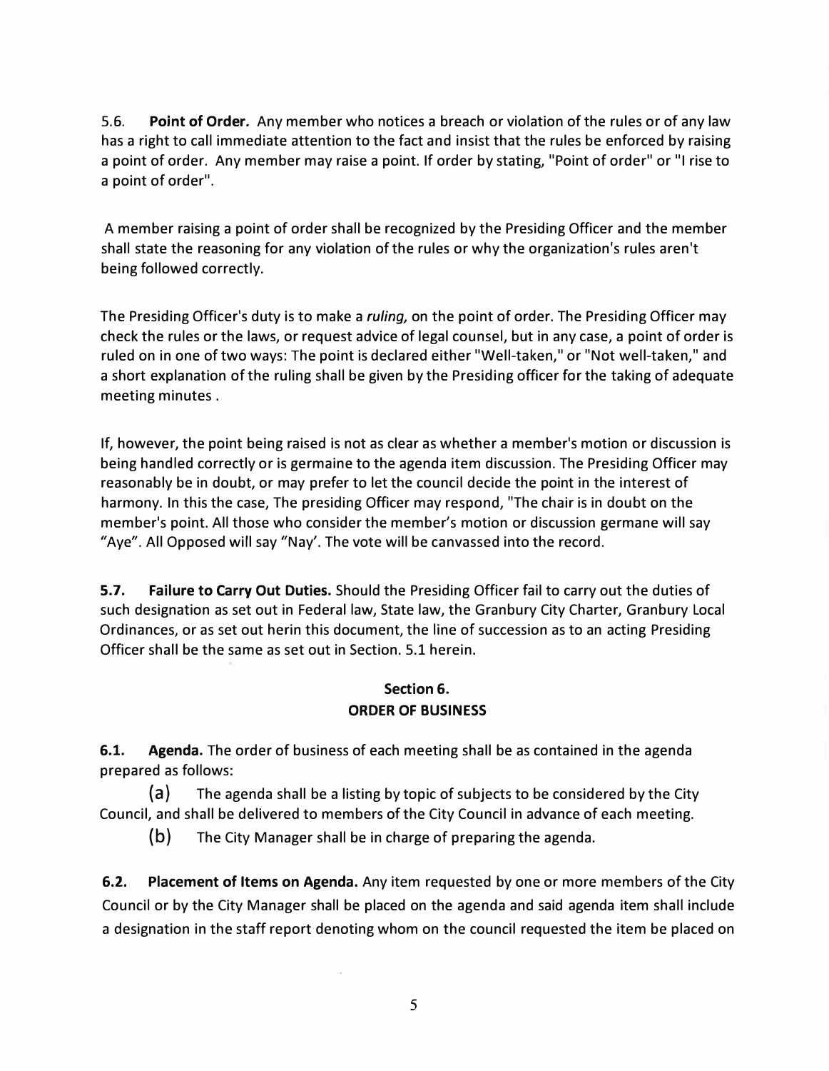5.6. **Point of Order.** Any member who notices a breach or violation of the rules or of any law has a right to call immediate attention to the fact and insist that the rules be enforced by raising a point of order. Any member may raise a point. If order by stating, "Point of order" or "I rise to a point of order".

A member raising a point of order shall be recognized by the Presiding Officer and the member shall state the reasoning for any violation of the rules or why the organization's rules aren't being followed correctly.

The Presiding Officer's duty is to make a *ruling,* on the point of order. The Presiding Officer may check the rules or the laws, or request advice of legal counsel, but in any case, a point of order is ruled on in one of two ways: The point is declared either "Well-taken," or "Not well-taken," and a short explanation of the ruling shall be given by the Presiding officer for the taking of adequate meeting minutes .

If, however, the point being raised is not as clear as whether a member's motion or discussion is being handled correctly or is germaine to the agenda item discussion. The Presiding Officer may reasonably be in doubt, or may prefer to let the council decide the point in the interest of harmony. In this the case, The presiding Officer may respond, "The chair is in doubt on the member's point. All those who consider the member's motion or discussion germane will say "Aye". All Opposed will say "Nay'. The vote will be canvassed into the record.

**5.7. Failure to Carry Out Duties.** Should the Presiding Officer fail to carry out the duties of such designation as set out in Federal law, State law, the Granbury City Charter, Granbury Local Ordinances, or as set out herin this document, the line of succession as to an acting Presiding Officer shall be the same as set out in Section. 5.1 herein.

## Section 6.
## ORDER OF BUSINESS

**6.1. Agenda.** The order of business of each meeting shall be as contained in the agenda prepared as follows:

(a) The agenda shall be a listing by topic of subjects to be considered by the City Council, and shall be delivered to members of the City Council in advance of each meeting.

(b) The City Manager shall be in charge of preparing the agenda.

**6.2. Placement of Items on Agenda.** Any item requested by one or more members of the City Council or by the City Manager shall be placed on the agenda and said agenda item shall include a designation in the staff report denoting whom on the council requested the item be placed on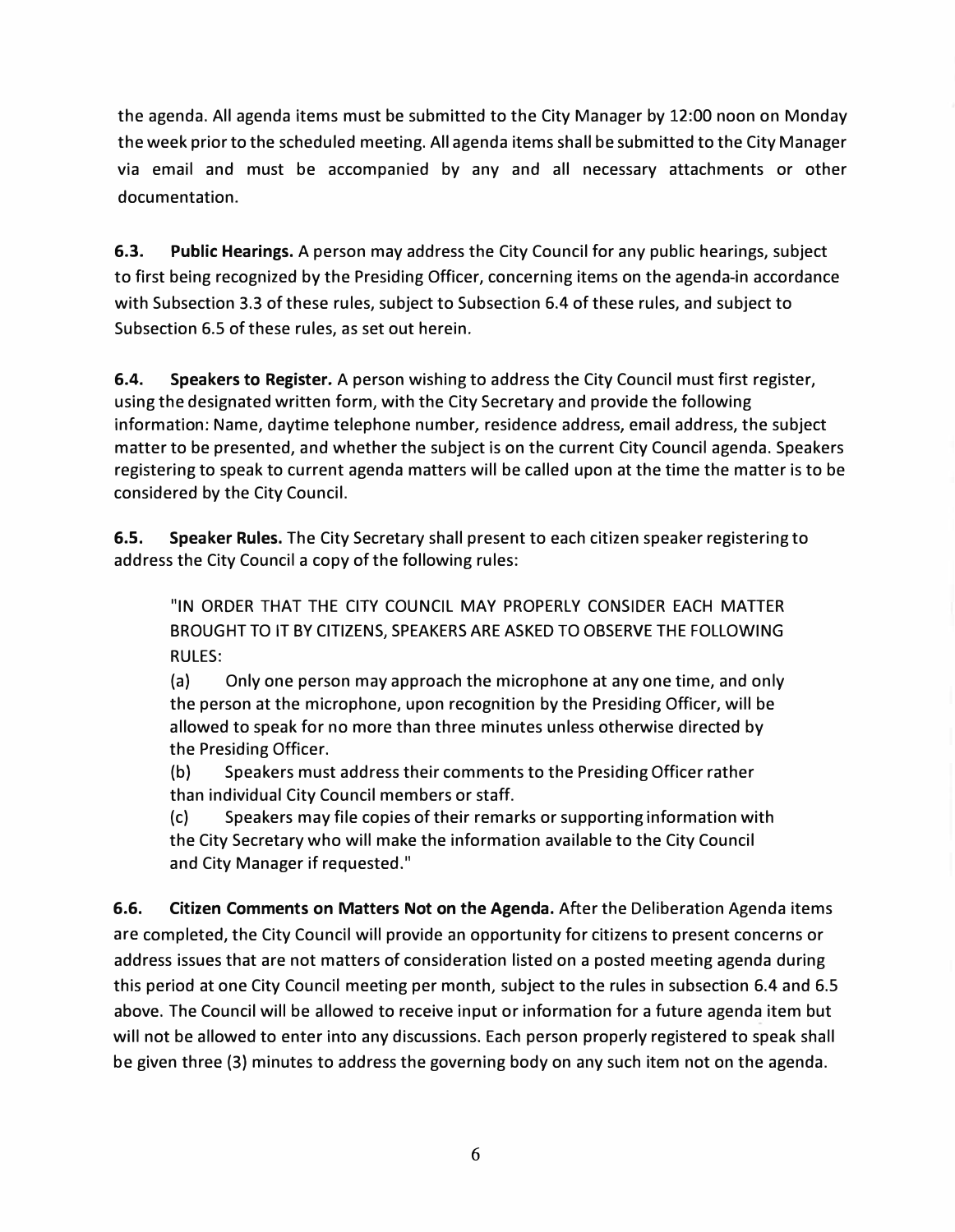the agenda. All agenda items must be submitted to the City Manager by 12:00 noon on Monday the week prior to the scheduled meeting. All agenda items shall be submitted to the City Manager via email and must be accompanied by any and all necessary attachments or other documentation.

**6.3. Public Hearings.** A person may address the City Council for any public hearings, subject to first being recognized by the Presiding Officer, concerning items on the agenda-in accordance with Subsection 3.3 of these rules, subject to Subsection 6.4 of these rules, and subject to Subsection 6.5 of these rules, as set out herein.

**6.4. Speakers to Register.** A person wishing to address the City Council must first register, using the designated written form, with the City Secretary and provide the following information: Name, daytime telephone number, residence address, email address, the subject matter to be presented, and whether the subject is on the current City Council agenda. Speakers registering to speak to current agenda matters will be called upon at the time the matter is to be considered by the City Council.

**6.5. Speaker Rules.** The City Secretary shall present to each citizen speaker registering to address the City Council a copy of the following rules:

> "IN ORDER THAT THE CITY COUNCIL MAY PROPERLY CONSIDER EACH MATTER BROUGHT TO IT BY CITIZENS, SPEAKERS ARE ASKED TO OBSERVE THE FOLLOWING RULES:
>
> (a) Only one person may approach the microphone at any one time, and only the person at the microphone, upon recognition by the Presiding Officer, will be allowed to speak for no more than three minutes unless otherwise directed by the Presiding Officer.
>
> (b) Speakers must address their comments to the Presiding Officer rather than individual City Council members or staff.
>
> (c) Speakers may file copies of their remarks or supporting information with the City Secretary who will make the information available to the City Council and City Manager if requested."

**6.6. Citizen Comments on Matters Not on the Agenda.** After the Deliberation Agenda items are completed, the City Council will provide an opportunity for citizens to present concerns or address issues that are not matters of consideration listed on a posted meeting agenda during this period at one City Council meeting per month, subject to the rules in subsection 6.4 and 6.5 above. The Council will be allowed to receive input or information for a future agenda item but will not be allowed to enter into any discussions. Each person properly registered to speak shall be given three (3) minutes to address the governing body on any such item not on the agenda.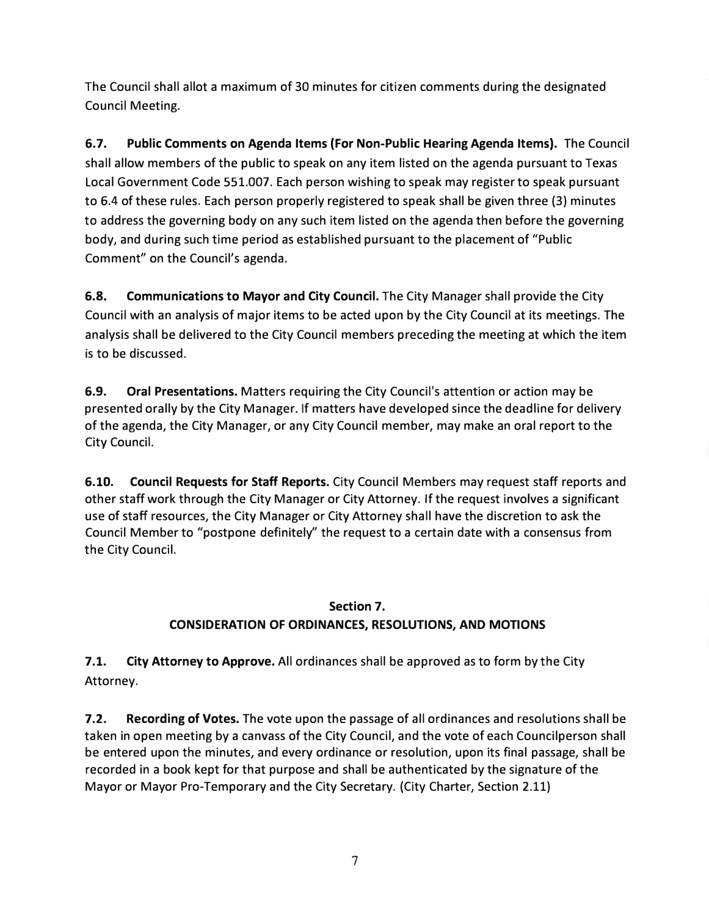The Council shall allot a maximum of 30 minutes for citizen comments during the designated Council Meeting.

**6.7. Public Comments on Agenda Items (For Non-Public Hearing Agenda Items).** The Council shall allow members of the public to speak on any item listed on the agenda pursuant to Texas Local Government Code 551.007. Each person wishing to speak may register to speak pursuant to 6.4 of these rules. Each person properly registered to speak shall be given three (3) minutes to address the governing body on any such item listed on the agenda then before the governing body, and during such time period as established pursuant to the placement of "Public Comment" on the Council's agenda.

**6.8. Communications to Mayor and City Council.** The City Manager shall provide the City Council with an analysis of major items to be acted upon by the City Council at its meetings. The analysis shall be delivered to the City Council members preceding the meeting at which the item is to be discussed.

**6.9. Oral Presentations.** Matters requiring the City Council's attention or action may be presented orally by the City Manager. If matters have developed since the deadline for delivery of the agenda, the City Manager, or any City Council member, may make an oral report to the City Council.

**6.10. Council Requests for Staff Reports.** City Council Members may request staff reports and other staff work through the City Manager or City Attorney. If the request involves a significant use of staff resources, the City Manager or City Attorney shall have the discretion to ask the Council Member to "postpone definitely" the request to a certain date with a consensus from the City Council.

## Section 7.
## CONSIDERATION OF ORDINANCES, RESOLUTIONS, AND MOTIONS

**7.1. City Attorney to Approve.** All ordinances shall be approved as to form by the City Attorney.

**7.2. Recording of Votes.** The vote upon the passage of all ordinances and resolutions shall be taken in open meeting by a canvass of the City Council, and the vote of each Councilperson shall be entered upon the minutes, and every ordinance or resolution, upon its final passage, shall be recorded in a book kept for that purpose and shall be authenticated by the signature of the Mayor or Mayor Pro-Temporary and the City Secretary. (City Charter, Section 2.11)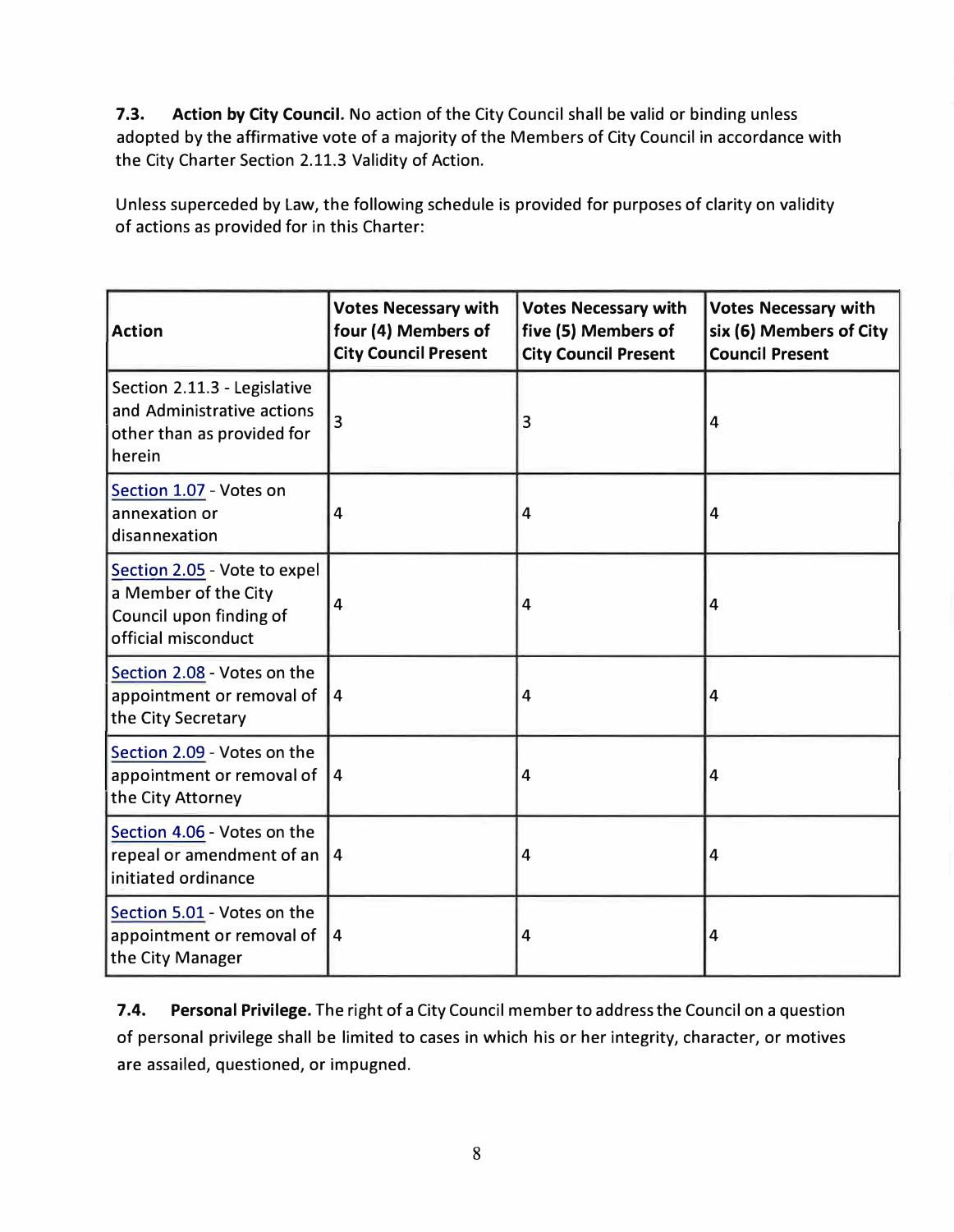**7.3. Action by City Council.** No action of the City Council shall be valid or binding unless adopted by the affirmative vote of a majority of the Members of City Council in accordance with the City Charter Section 2.11.3 Validity of Action.

Unless superceded by Law, the following schedule is provided for purposes of clarity on validity of actions as provided for in this Charter:

| Action | Votes Necessary with four (4) Members of City Council Present | Votes Necessary with five (5) Members of City Council Present | Votes Necessary with six (6) Members of City Council Present |
|---|---|---|---|
| Section 2.11.3 - Legislative and Administrative actions other than as provided for herein | 3 | 3 | 4 |
| Section 1.07 - Votes on annexation or disannexation | 4 | 4 | 4 |
| Section 2.05 - Vote to expel a Member of the City Council upon finding of official misconduct | 4 | 4 | 4 |
| Section 2.08 - Votes on the appointment or removal of the City Secretary | 4 | 4 | 4 |
| Section 2.09 - Votes on the appointment or removal of the City Attorney | 4 | 4 | 4 |
| Section 4.06 - Votes on the repeal or amendment of an initiated ordinance | 4 | 4 | 4 |
| Section 5.01 - Votes on the appointment or removal of the City Manager | 4 | 4 | 4 |

**7.4. Personal Privilege.** The right of a City Council member to address the Council on a question of personal privilege shall be limited to cases in which his or her integrity, character, or motives are assailed, questioned, or impugned.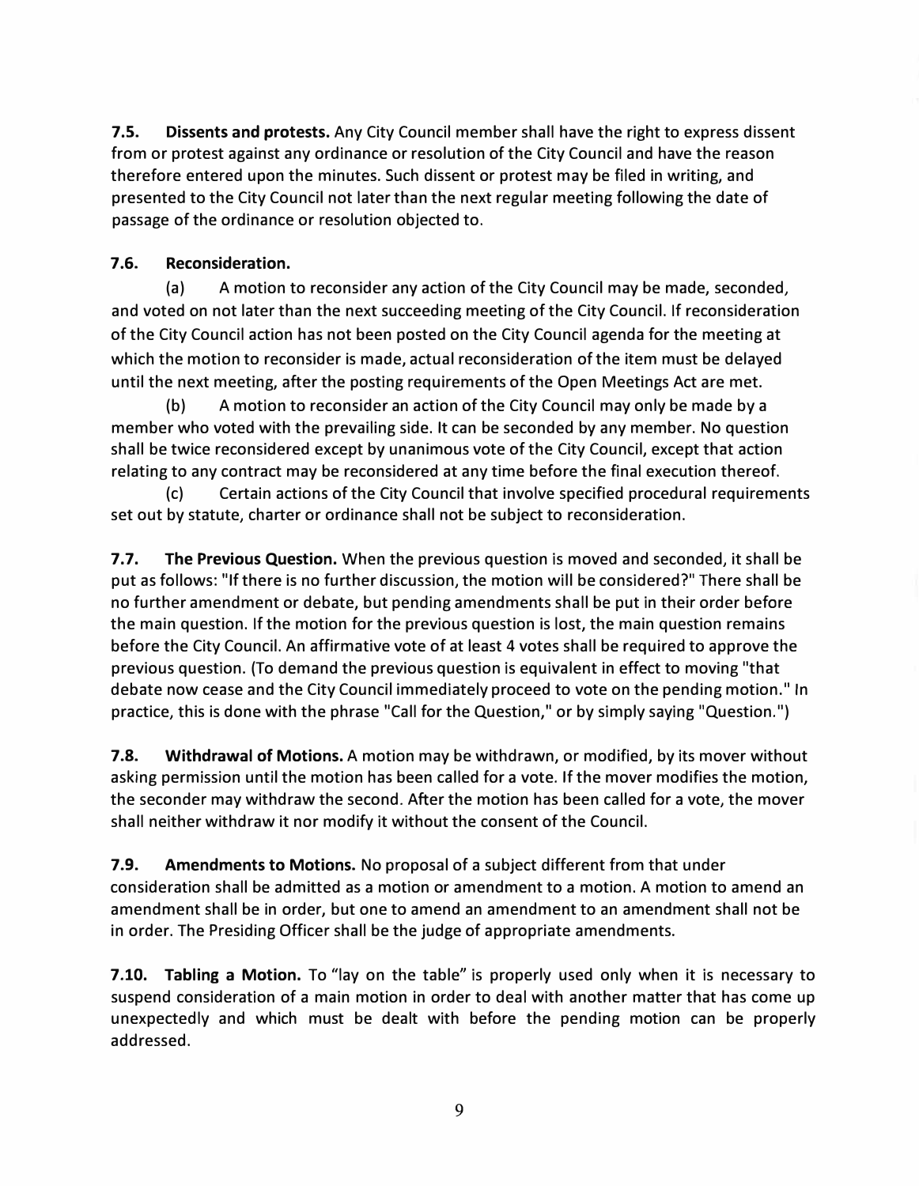**7.5. Dissents and protests.** Any City Council member shall have the right to express dissent from or protest against any ordinance or resolution of the City Council and have the reason therefore entered upon the minutes. Such dissent or protest may be filed in writing, and presented to the City Council not later than the next regular meeting following the date of passage of the ordinance or resolution objected to.

**7.6. Reconsideration.**

(a) A motion to reconsider any action of the City Council may be made, seconded, and voted on not later than the next succeeding meeting of the City Council. If reconsideration of the City Council action has not been posted on the City Council agenda for the meeting at which the motion to reconsider is made, actual reconsideration of the item must be delayed until the next meeting, after the posting requirements of the Open Meetings Act are met.

(b) A motion to reconsider an action of the City Council may only be made by a member who voted with the prevailing side. It can be seconded by any member. No question shall be twice reconsidered except by unanimous vote of the City Council, except that action relating to any contract may be reconsidered at any time before the final execution thereof.

(c) Certain actions of the City Council that involve specified procedural requirements set out by statute, charter or ordinance shall not be subject to reconsideration.

**7.7. The Previous Question.** When the previous question is moved and seconded, it shall be put as follows: "If there is no further discussion, the motion will be considered?" There shall be no further amendment or debate, but pending amendments shall be put in their order before the main question. If the motion for the previous question is lost, the main question remains before the City Council. An affirmative vote of at least 4 votes shall be required to approve the previous question. (To demand the previous question is equivalent in effect to moving "that debate now cease and the City Council immediately proceed to vote on the pending motion." In practice, this is done with the phrase "Call for the Question," or by simply saying "Question.")

**7.8. Withdrawal of Motions.** A motion may be withdrawn, or modified, by its mover without asking permission until the motion has been called for a vote. If the mover modifies the motion, the seconder may withdraw the second. After the motion has been called for a vote, the mover shall neither withdraw it nor modify it without the consent of the Council.

**7.9. Amendments to Motions.** No proposal of a subject different from that under consideration shall be admitted as a motion or amendment to a motion. A motion to amend an amendment shall be in order, but one to amend an amendment to an amendment shall not be in order. The Presiding Officer shall be the judge of appropriate amendments.

**7.10. Tabling a Motion.** To "lay on the table" is properly used only when it is necessary to suspend consideration of a main motion in order to deal with another matter that has come up unexpectedly and which must be dealt with before the pending motion can be properly addressed.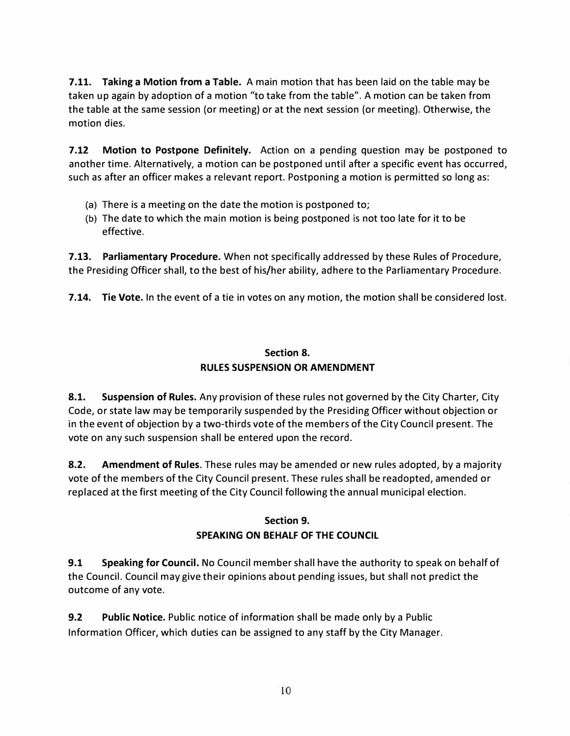**7.11. Taking a Motion from a Table.** A main motion that has been laid on the table may be taken up again by adoption of a motion "to take from the table". A motion can be taken from the table at the same session (or meeting) or at the next session (or meeting). Otherwise, the motion dies.

**7.12 Motion to Postpone Definitely.** Action on a pending question may be postponed to another time. Alternatively, a motion can be postponed until after a specific event has occurred, such as after an officer makes a relevant report. Postponing a motion is permitted so long as:

(a) There is a meeting on the date the motion is postponed to;
(b) The date to which the main motion is being postponed is not too late for it to be effective.

**7.13. Parliamentary Procedure.** When not specifically addressed by these Rules of Procedure, the Presiding Officer shall, to the best of his/her ability, adhere to the Parliamentary Procedure.

**7.14. Tie Vote.** In the event of a tie in votes on any motion, the motion shall be considered lost.

## Section 8.
## RULES SUSPENSION OR AMENDMENT

**8.1. Suspension of Rules.** Any provision of these rules not governed by the City Charter, City Code, or state law may be temporarily suspended by the Presiding Officer without objection or in the event of objection by a two-thirds vote of the members of the City Council present. The vote on any such suspension shall be entered upon the record.

**8.2. Amendment of Rules**. These rules may be amended or new rules adopted, by a majority vote of the members of the City Council present. These rules shall be readopted, amended or replaced at the first meeting of the City Council following the annual municipal election.

## Section 9.
## SPEAKING ON BEHALF OF THE COUNCIL

**9.1 Speaking for Council.** No Council member shall have the authority to speak on behalf of the Council. Council may give their opinions about pending issues, but shall not predict the outcome of any vote.

**9.2 Public Notice.** Public notice of information shall be made only by a Public Information Officer, which duties can be assigned to any staff by the City Manager.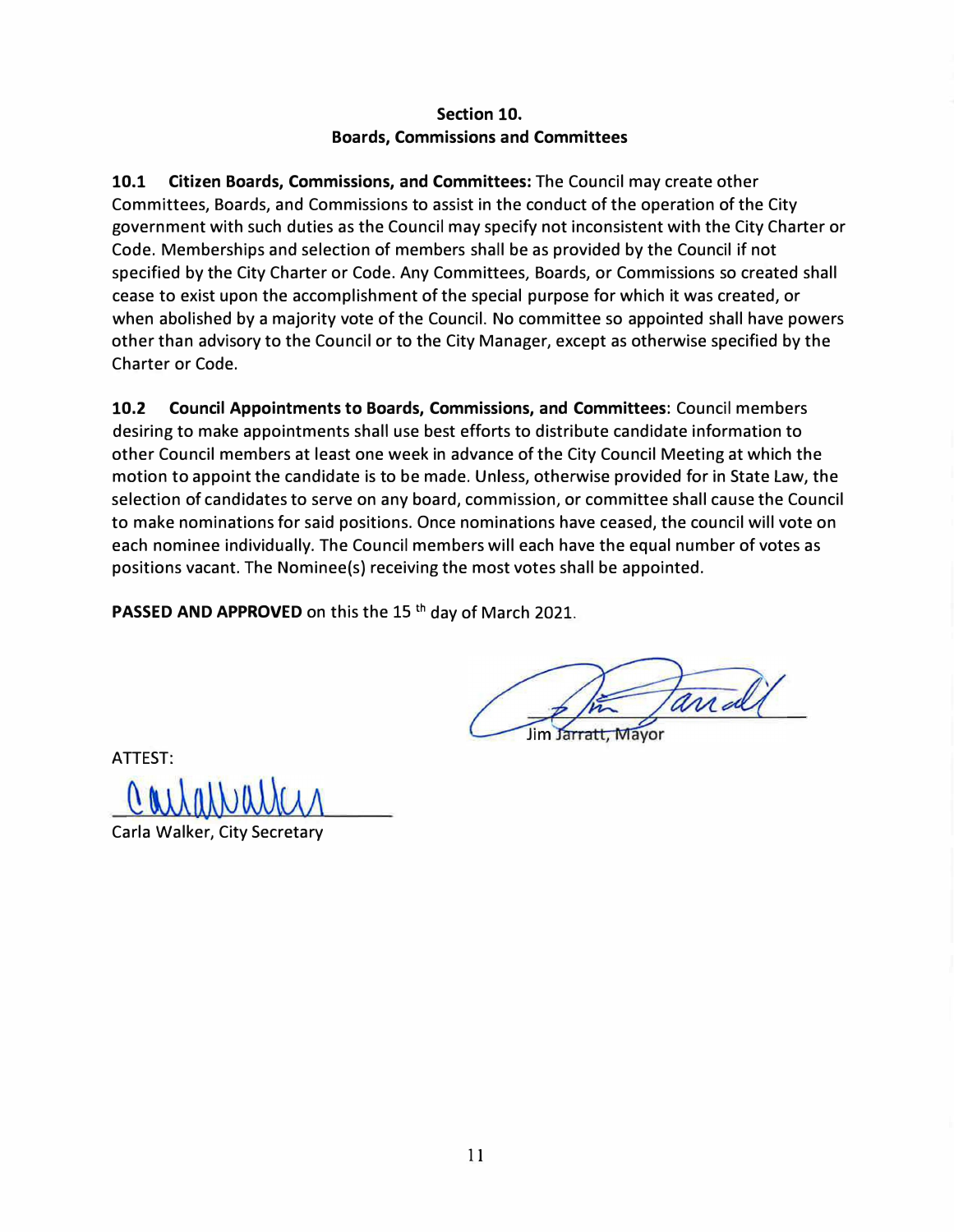## Section 10.
## Boards, Commissions and Committees

**10.1 Citizen Boards, Commissions, and Committees:** The Council may create other Committees, Boards, and Commissions to assist in the conduct of the operation of the City government with such duties as the Council may specify not inconsistent with the City Charter or Code. Memberships and selection of members shall be as provided by the Council if not specified by the City Charter or Code. Any Committees, Boards, or Commissions so created shall cease to exist upon the accomplishment of the special purpose for which it was created, or when abolished by a majority vote of the Council. No committee so appointed shall have powers other than advisory to the Council or to the City Manager, except as otherwise specified by the Charter or Code.

**10.2 Council Appointments to Boards, Commissions, and Committees**: Council members desiring to make appointments shall use best efforts to distribute candidate information to other Council members at least one week in advance of the City Council Meeting at which the motion to appoint the candidate is to be made. Unless, otherwise provided for in State Law, the selection of candidates to serve on any board, commission, or committee shall cause the Council to make nominations for said positions. Once nominations have ceased, the council will vote on each nominee individually. The Council members will each have the equal number of votes as positions vacant. The Nominee(s) receiving the most votes shall be appointed.

**PASSED AND APPROVED** on this the 15 th day of March 2021.

Jim Jarratt, Mayor

ATTEST:

Carla Walker, City Secretary